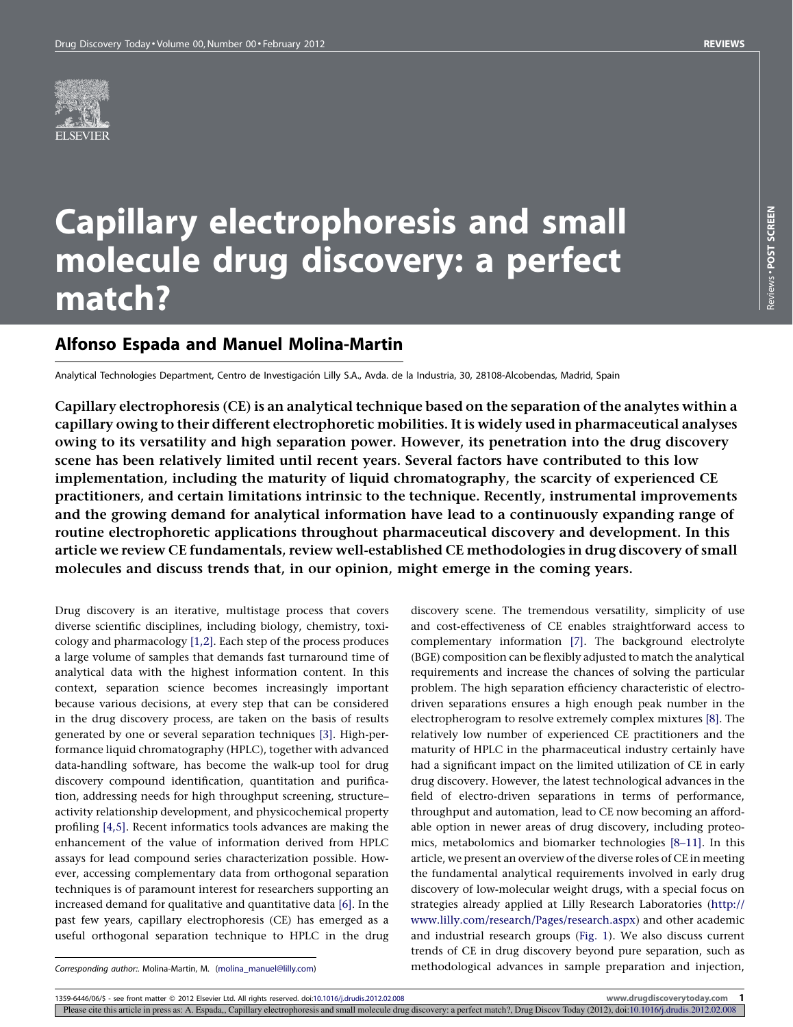# Capillary electrophoresis and small molecule drug discovery: a perfect match?

## Alfonso Espada and Manuel Molina-Martin

Analytical Technologies Department, Centro de Investigación Lilly S.A., Avda. de la Industria, 30, 28108-Alcobendas, Madrid, Spain

**Capillary electrophoresis (CE) is an analytical technique based on the separation of the analytes within a capillary owing to their different electrophoretic mobilities. It is widely used in pharmaceutical analyses owing to its versatility and high separation power. However, its penetration into the drug discovery scene has been relatively limited until recent years. Several factors have contributed to this low implementation, including the maturity of liquid chromatography, the scarcity of experienced CE practitioners, and certain limitations intrinsic to the technique. Recently, instrumental improvements and the growing demand for analytical information have lead to a continuously expanding range of routine electrophoretic applications throughout pharmaceutical discovery and development. In this article we review CE fundamentals, review well-established CE methodologies in drug discovery of small molecules and discuss trends that, in our opinion, might emerge in the coming years.**

Drug discovery is an iterative, multistage process that covers diverse scientific disciplines, including biology, chemistry, toxicology and pharmacology [1,2]. Each step of the process produces a large volume of samples that demands fast turnaround time of analytical data with the highest information content. In this context, separation science becomes increasingly important because various decisions, at every step that can be considered in the drug discovery process, are taken on the basis of results generated by one or several separation techniques [3]. High-performance liquid chromatography (HPLC), together with advanced data-handling software, has become the walk-up tool for drug discovery compound identification, quantitation and purification, addressing needs for high throughput screening, structure–activity relationship development, and physicochemical property profiling [4,5]. Recent informatics tools advances are making the enhancement of the value of information derived from HPLC assays for lead compound series characterization possible. However, accessing complementary data from orthogonal separation techniques is of paramount interest for researchers supporting an increased demand for qualitative and quantitative data [6]. In the past few years, capillary electrophoresis (CE) has emerged as a useful orthogonal separation technique to HPLC in the drug discovery scene. The tremendous versatility, simplicity of use and cost-effectiveness of CE enables straightforward access to complementary information [7]. The background electrolyte (BGE) composition can be flexibly adjusted to match the analytical requirements and increase the chances of solving the particular problem. The high separation efficiency characteristic of electro-driven separations ensures a high enough peak number in the electropherogram to resolve extremely complex mixtures [8]. The relatively low number of experienced CE practitioners and the maturity of HPLC in the pharmaceutical industry certainly have had a significant impact on the limited utilization of CE in early drug discovery. However, the latest technological advances in the field of electro-driven separations in terms of performance, throughput and automation, lead to CE now becoming an affordable option in newer areas of drug discovery, including proteomics, metabolomics and biomarker technologies [8–11]. In this article, we present an overview of the diverse roles of CE in meeting the fundamental analytical requirements involved in early drug discovery of low-molecular weight drugs, with a special focus on strategies already applied at Lilly Research Laboratories (http://www.lilly.com/research/Pages/research.aspx) and other academic and industrial research groups (Fig. 1). We also discuss current trends of CE in drug discovery beyond pure separation, such as methodological advances in sample preparation and injection,

*Corresponding author:*. Molina-Martin, M. (molina_manuel@lilly.com)

1359-6446/06/$ - see front matter © 2012 Elsevier Ltd. All rights reserved. doi:10.1016/j.drudis.2012.02.008

Please cite this article in press as: A. Espada,, Capillary electrophoresis and small molecule drug discovery: a perfect match?, Drug Discov Today (2012), doi:10.1016/j.drudis.2012.02.008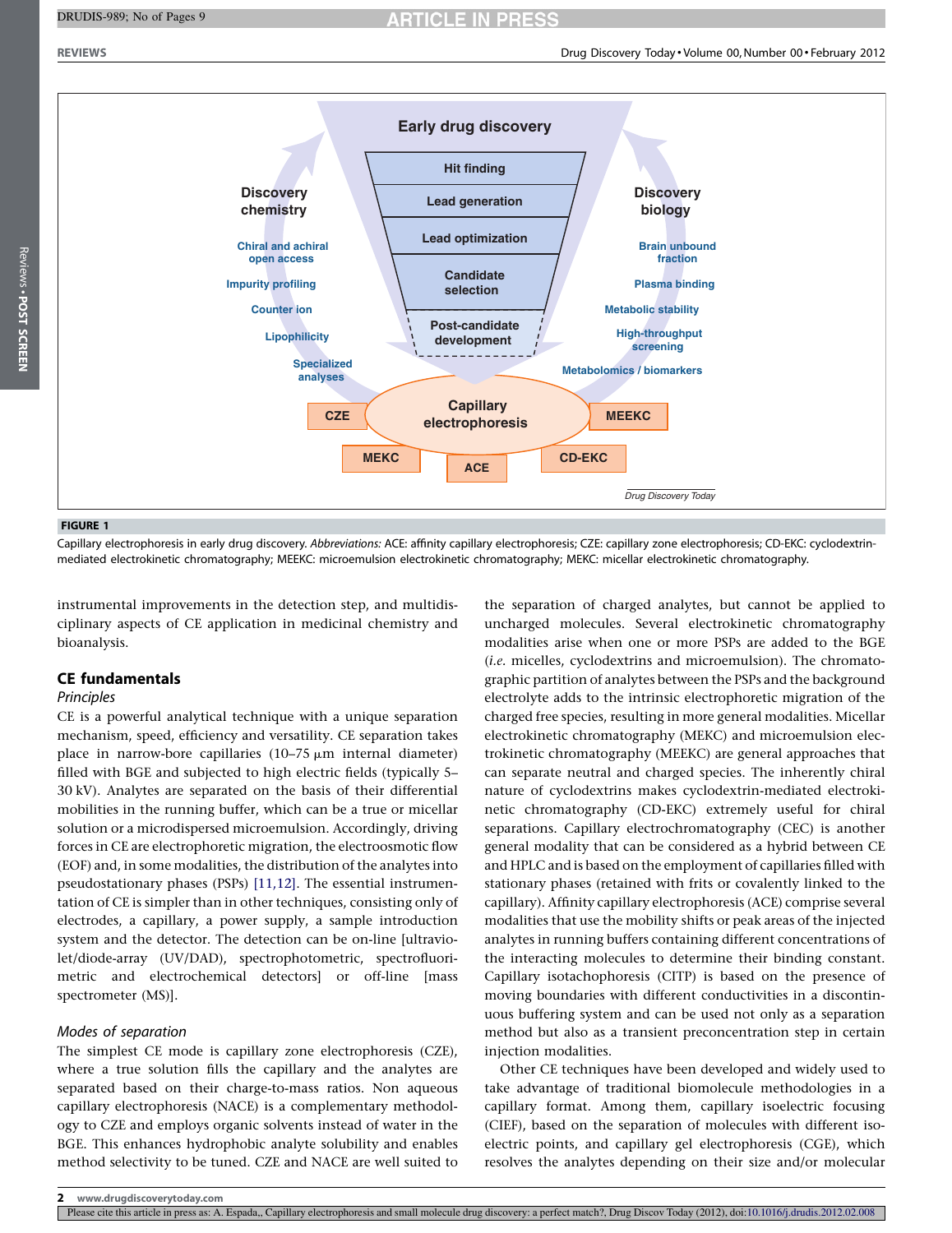Early drug discovery

Hit finding

Lead generation

Lead optimization

Candidate selection

Post-candidate development

Discovery chemistry

Chiral and achiral open access

Impurity profiling

Counter ion

Lipophilicity

Specialized analyses

Discovery biology

Brain unbound fraction

Plasma binding

Metabolic stability

High-throughput screening

Metabolomics / biomarkers

Capillary electrophoresis

CZE

MEKC

ACE

CD-EKC

MEEKC

Drug Discovery Today

**FIGURE 1**

Capillary electrophoresis in early drug discovery. *Abbreviations:* ACE: affinity capillary electrophoresis; CZE: capillary zone electrophoresis; CD-EKC: cyclodextrin-mediated electrokinetic chromatography; MEEKC: microemulsion electrokinetic chromatography; MEKC: micellar electrokinetic chromatography.

instrumental improvements in the detection step, and multidisciplinary aspects of CE application in medicinal chemistry and bioanalysis.

## CE fundamentals

### *Principles*

CE is a powerful analytical technique with a unique separation mechanism, speed, efficiency and versatility. CE separation takes place in narrow-bore capillaries (10–75 μm internal diameter) filled with BGE and subjected to high electric fields (typically 5–30 kV). Analytes are separated on the basis of their differential mobilities in the running buffer, which can be a true or micellar solution or a microdispersed microemulsion. Accordingly, driving forces in CE are electrophoretic migration, the electroosmotic flow (EOF) and, in some modalities, the distribution of the analytes into pseudostationary phases (PSPs) [11,12]. The essential instrumentation of CE is simpler than in other techniques, consisting only of electrodes, a capillary, a power supply, a sample introduction system and the detector. The detection can be on-line [ultraviolet/diode-array (UV/DAD), spectrophotometric, spectrofluorimetric and electrochemical detectors] or off-line [mass spectrometer (MS)].

### *Modes of separation*

The simplest CE mode is capillary zone electrophoresis (CZE), where a true solution fills the capillary and the analytes are separated based on their charge-to-mass ratios. Non aqueous capillary electrophoresis (NACE) is a complementary methodology to CZE and employs organic solvents instead of water in the BGE. This enhances hydrophobic analyte solubility and enables method selectivity to be tuned. CZE and NACE are well suited to the separation of charged analytes, but cannot be applied to uncharged molecules. Several electrokinetic chromatography modalities arise when one or more PSPs are added to the BGE (*i.e.* micelles, cyclodextrins and microemulsion). The chromatographic partition of analytes between the PSPs and the background electrolyte adds to the intrinsic electrophoretic migration of the charged free species, resulting in more general modalities. Micellar electrokinetic chromatography (MEKC) and microemulsion electrokinetic chromatography (MEEKC) are general approaches that can separate neutral and charged species. The inherently chiral nature of cyclodextrins makes cyclodextrin-mediated electrokinetic chromatography (CD-EKC) extremely useful for chiral separations. Capillary electrochromatography (CEC) is another general modality that can be considered as a hybrid between CE and HPLC and is based on the employment of capillaries filled with stationary phases (retained with frits or covalently linked to the capillary). Affinity capillary electrophoresis (ACE) comprise several modalities that use the mobility shifts or peak areas of the injected analytes in running buffers containing different concentrations of the interacting molecules to determine their binding constant. Capillary isotachophoresis (CITP) is based on the presence of moving boundaries with different conductivities in a discontinuous buffering system and can be used not only as a separation method but also as a transient preconcentration step in certain injection modalities.

Other CE techniques have been developed and widely used to take advantage of traditional biomolecule methodologies in a capillary format. Among them, capillary isoelectric focusing (CIEF), based on the separation of molecules with different isoelectric points, and capillary gel electrophoresis (CGE), which resolves the analytes depending on their size and/or molecular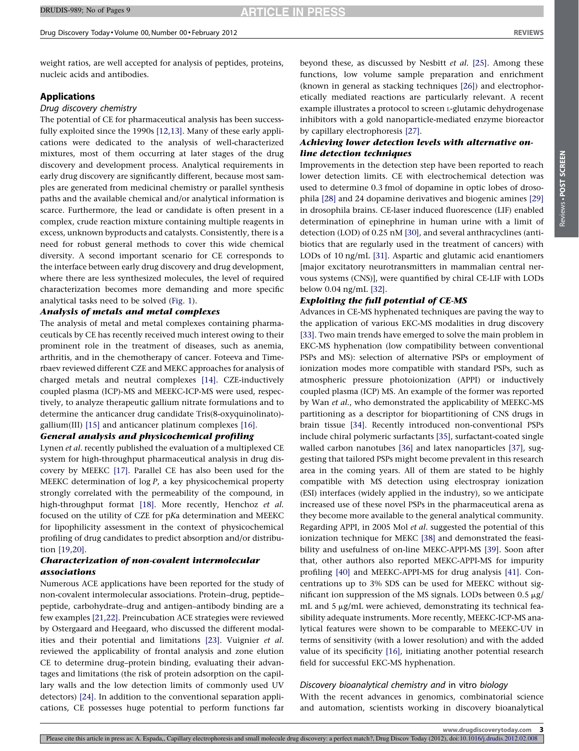weight ratios, are well accepted for analysis of peptides, proteins, nucleic acids and antibodies.

## Applications

### Drug discovery chemistry

The potential of CE for pharmaceutical analysis has been successfully exploited since the 1990s [12,13]. Many of these early applications were dedicated to the analysis of well-characterized mixtures, most of them occurring at later stages of the drug discovery and development process. Analytical requirements in early drug discovery are significantly different, because most samples are generated from medicinal chemistry or parallel synthesis paths and the available chemical and/or analytical information is scarce. Furthermore, the lead or candidate is often present in a complex, crude reaction mixture containing multiple reagents in excess, unknown byproducts and catalysts. Consistently, there is a need for robust general methods to cover this wide chemical diversity. A second important scenario for CE corresponds to the interface between early drug discovery and drug development, where there are less synthesized molecules, the level of required characterization becomes more demanding and more specific analytical tasks need to be solved (Fig. 1).

#### *Analysis of metals and metal complexes*

The analysis of metal and metal complexes containing pharmaceuticals by CE has recently received much interest owing to their prominent role in the treatment of diseases, such as anemia, arthritis, and in the chemotherapy of cancer. Foteeva and Timerbaev reviewed different CZE and MEKC approaches for analysis of charged metals and neutral complexes [14]. CZE-inductively coupled plasma (ICP)-MS and MEEKC-ICP-MS were used, respectively, to analyze therapeutic gallium nitrate formulations and to determine the anticancer drug candidate Tris(8-oxyquinolinato)-gallium(III) [15] and anticancer platinum complexes [16].

#### *General analysis and physicochemical profiling*

Lynen *et al.* recently published the evaluation of a multiplexed CE system for high-throughput pharmaceutical analysis in drug discovery by MEEKC [17]. Parallel CE has also been used for the MEEKC determination of log *P*, a key physicochemical property strongly correlated with the permeability of the compound, in high-throughput format [18]. More recently, Henchoz *et al.* focused on the utility of CZE for p*K*a determination and MEEKC for lipophilicity assessment in the context of physicochemical profiling of drug candidates to predict absorption and/or distribution [19,20].

#### *Characterization of non-covalent intermolecular associations*

Numerous ACE applications have been reported for the study of non-covalent intermolecular associations. Protein–drug, peptide–peptide, carbohydrate–drug and antigen–antibody binding are a few examples [21,22]. Preincubation ACE strategies were reviewed by Ostergaard and Heegaard, who discussed the different modalities and their potential and limitations [23]. Vuignier *et al.* reviewed the applicability of frontal analysis and zone elution CE to determine drug–protein binding, evaluating their advantages and limitations (the risk of protein adsorption on the capillary walls and the low detection limits of commonly used UV detectors) [24]. In addition to the conventional separation applications, CE possesses huge potential to perform functions far beyond these, as discussed by Nesbitt *et al.* [25]. Among these functions, low volume sample preparation and enrichment (known in general as stacking techniques [26]) and electrophoretically mediated reactions are particularly relevant. A recent example illustrates a protocol to screen L-glutamic dehydrogenase inhibitors with a gold nanoparticle-mediated enzyme bioreactor by capillary electrophoresis [27].

#### *Achieving lower detection levels with alternative on-line detection techniques*

Improvements in the detection step have been reported to reach lower detection limits. CE with electrochemical detection was used to determine 0.3 fmol of dopamine in optic lobes of drosophila [28] and 24 dopamine derivatives and biogenic amines [29] in drosophila brains. CE-laser induced fluorescence (LIF) enabled determination of epinephrine in human urine with a limit of detection (LOD) of 0.25 nM [30], and several anthracyclines (antibiotics that are regularly used in the treatment of cancers) with LODs of 10 ng/mL [31]. Aspartic and glutamic acid enantiomers [major excitatory neurotransmitters in mammalian central nervous systems (CNS)], were quantified by chiral CE-LIF with LODs below 0.04 ng/mL [32].

#### *Exploiting the full potential of CE-MS*

Advances in CE-MS hyphenated techniques are paving the way to the application of various EKC-MS modalities in drug discovery [33]. Two main trends have emerged to solve the main problem in EKC-MS hyphenation (low compatibility between conventional PSPs and MS): selection of alternative PSPs or employment of ionization modes more compatible with standard PSPs, such as atmospheric pressure photoionization (APPI) or inductively coupled plasma (ICP) MS. An example of the former was reported by Wan *et al.*, who demonstrated the applicability of MEEKC-MS partitioning as a descriptor for biopartitioning of CNS drugs in brain tissue [34]. Recently introduced non-conventional PSPs include chiral polymeric surfactants [35], surfactant-coated single walled carbon nanotubes [36] and latex nanoparticles [37], suggesting that tailored PSPs might become prevalent in this research area in the coming years. All of them are stated to be highly compatible with MS detection using electrospray ionization (ESI) interfaces (widely applied in the industry), so we anticipate increased use of these novel PSPs in the pharmaceutical arena as they become more available to the general analytical community. Regarding APPI, in 2005 Mol *et al.* suggested the potential of this ionization technique for MEKC [38] and demonstrated the feasibility and usefulness of on-line MEKC-APPI-MS [39]. Soon after that, other authors also reported MEKC-APPI-MS for impurity profiling [40] and MEEKC-APPI-MS for drug analysis [41]. Concentrations up to 3% SDS can be used for MEEKC without significant ion suppression of the MS signals. LODs between 0.5 μg/mL and 5 μg/mL were achieved, demonstrating its technical feasibility adequate instruments. More recently, MEEKC-ICP-MS analytical features were shown to be comparable to MEEKC-UV in terms of sensitivity (with a lower resolution) and with the added value of its specificity [16], initiating another potential research field for successful EKC-MS hyphenation.

### Discovery bioanalytical chemistry and *in vitro* biology

With the recent advances in genomics, combinatorial science and automation, scientists working in discovery bioanalytical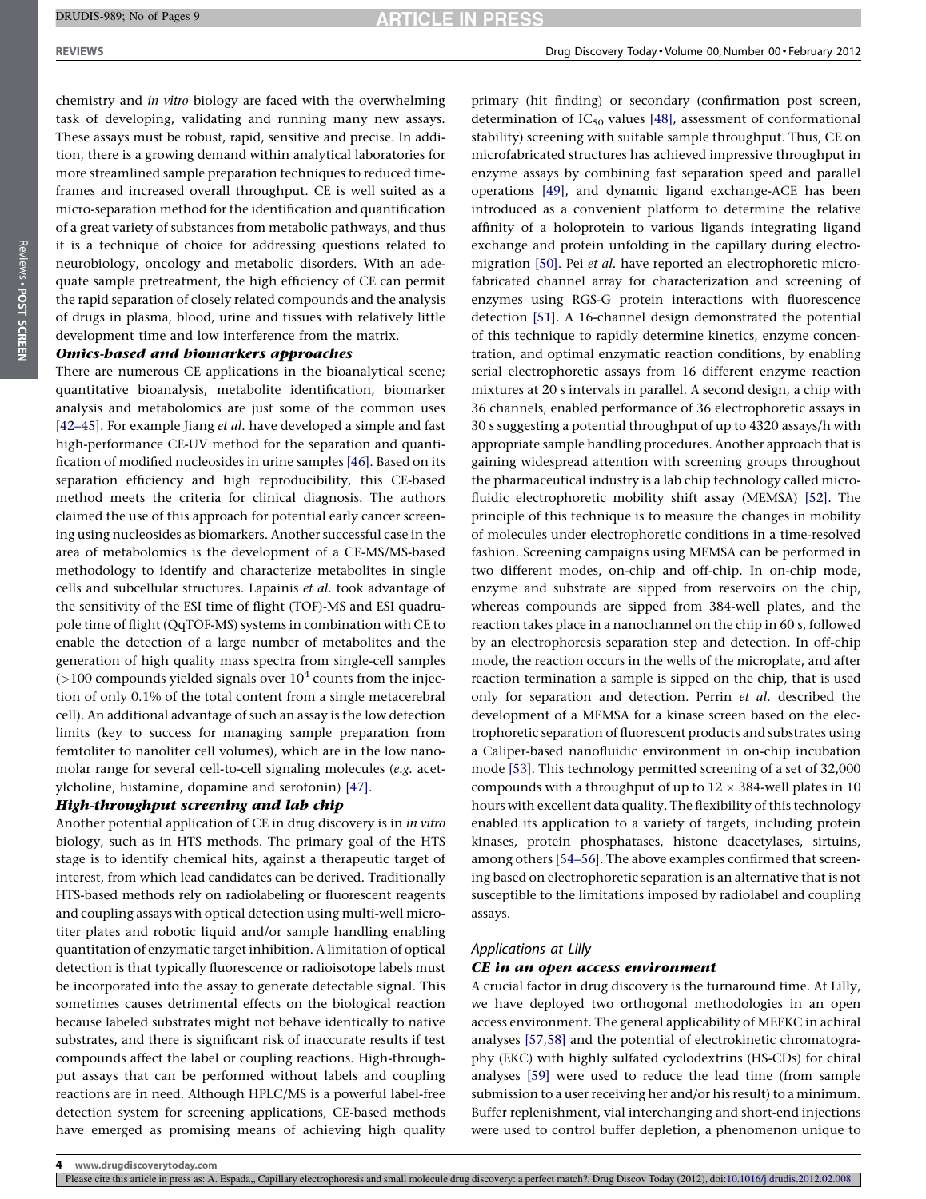chemistry and *in vitro* biology are faced with the overwhelming task of developing, validating and running many new assays. These assays must be robust, rapid, sensitive and precise. In addition, there is a growing demand within analytical laboratories for more streamlined sample preparation techniques to reduced timeframes and increased overall throughput. CE is well suited as a micro-separation method for the identification and quantification of a great variety of substances from metabolic pathways, and thus it is a technique of choice for addressing questions related to neurobiology, oncology and metabolic disorders. With an adequate sample pretreatment, the high efficiency of CE can permit the rapid separation of closely related compounds and the analysis of drugs in plasma, blood, urine and tissues with relatively little development time and low interference from the matrix.

#### *Omics-based and biomarkers approaches*

There are numerous CE applications in the bioanalytical scene; quantitative bioanalysis, metabolite identification, biomarker analysis and metabolomics are just some of the common uses [42–45]. For example Jiang *et al.* have developed a simple and fast high-performance CE-UV method for the separation and quantification of modified nucleosides in urine samples [46]. Based on its separation efficiency and high reproducibility, this CE-based method meets the criteria for clinical diagnosis. The authors claimed the use of this approach for potential early cancer screening using nucleosides as biomarkers. Another successful case in the area of metabolomics is the development of a CE-MS/MS-based methodology to identify and characterize metabolites in single cells and subcellular structures. Lapainis *et al.* took advantage of the sensitivity of the ESI time of flight (TOF)-MS and ESI quadrupole time of flight (QqTOF-MS) systems in combination with CE to enable the detection of a large number of metabolites and the generation of high quality mass spectra from single-cell samples (>100 compounds yielded signals over $10^4$ counts from the injection of only 0.1% of the total content from a single metacerebral cell). An additional advantage of such an assay is the low detection limits (key to success for managing sample preparation from femtoliter to nanoliter cell volumes), which are in the low nanomolar range for several cell-to-cell signaling molecules (*e.g.* acetylcholine, histamine, dopamine and serotonin) [47].

#### *High-throughput screening and lab chip*

Another potential application of CE in drug discovery is in *in vitro* biology, such as in HTS methods. The primary goal of the HTS stage is to identify chemical hits, against a therapeutic target of interest, from which lead candidates can be derived. Traditionally HTS-based methods rely on radiolabeling or fluorescent reagents and coupling assays with optical detection using multi-well microtiter plates and robotic liquid and/or sample handling enabling quantitation of enzymatic target inhibition. A limitation of optical detection is that typically fluorescence or radioisotope labels must be incorporated into the assay to generate detectable signal. This sometimes causes detrimental effects on the biological reaction because labeled substrates might not behave identically to native substrates, and there is significant risk of inaccurate results if test compounds affect the label or coupling reactions. High-throughput assays that can be performed without labels and coupling reactions are in need. Although HPLC/MS is a powerful label-free detection system for screening applications, CE-based methods have emerged as promising means of achieving high quality primary (hit finding) or secondary (confirmation post screen, determination of $IC_{50}$ values [48], assessment of conformational stability) screening with suitable sample throughput. Thus, CE on microfabricated structures has achieved impressive throughput in enzyme assays by combining fast separation speed and parallel operations [49], and dynamic ligand exchange-ACE has been introduced as a convenient platform to determine the relative affinity of a holoprotein to various ligands integrating ligand exchange and protein unfolding in the capillary during electromigration [50]. Pei *et al.* have reported an electrophoretic microfabricated channel array for characterization and screening of enzymes using RGS-G protein interactions with fluorescence detection [51]. A 16-channel design demonstrated the potential of this technique to rapidly determine kinetics, enzyme concentration, and optimal enzymatic reaction conditions, by enabling serial electrophoretic assays from 16 different enzyme reaction mixtures at 20 s intervals in parallel. A second design, a chip with 36 channels, enabled performance of 36 electrophoretic assays in 30 s suggesting a potential throughput of up to 4320 assays/h with appropriate sample handling procedures. Another approach that is gaining widespread attention with screening groups throughout the pharmaceutical industry is a lab chip technology called microfluidic electrophoretic mobility shift assay (MEMSA) [52]. The principle of this technique is to measure the changes in mobility of molecules under electrophoretic conditions in a time-resolved fashion. Screening campaigns using MEMSA can be performed in two different modes, on-chip and off-chip. In on-chip mode, enzyme and substrate are sipped from reservoirs on the chip, whereas compounds are sipped from 384-well plates, and the reaction takes place in a nanochannel on the chip in 60 s, followed by an electrophoresis separation step and detection. In off-chip mode, the reaction occurs in the wells of the microplate, and after reaction termination a sample is sipped on the chip, that is used only for separation and detection. Perrin *et al.* described the development of a MEMSA for a kinase screen based on the electrophoretic separation of fluorescent products and substrates using a Caliper-based nanofluidic environment in on-chip incubation mode [53]. This technology permitted screening of a set of 32,000 compounds with a throughput of up to $12 \times 384$-well plates in 10 hours with excellent data quality. The flexibility of this technology enabled its application to a variety of targets, including protein kinases, protein phosphatases, histone deacetylases, sirtuins, among others [54–56]. The above examples confirmed that screening based on electrophoretic separation is an alternative that is not susceptible to the limitations imposed by radiolabel and coupling assays.

### *Applications at Lilly*

#### *CE in an open access environment*

A crucial factor in drug discovery is the turnaround time. At Lilly, we have deployed two orthogonal methodologies in an open access environment. The general applicability of MEEKC in achiral analyses [57,58] and the potential of electrokinetic chromatography (EKC) with highly sulfated cyclodextrins (HS-CDs) for chiral analyses [59] were used to reduce the lead time (from sample submission to a user receiving her and/or his result) to a minimum. Buffer replenishment, vial interchanging and short-end injections were used to control buffer depletion, a phenomenon unique to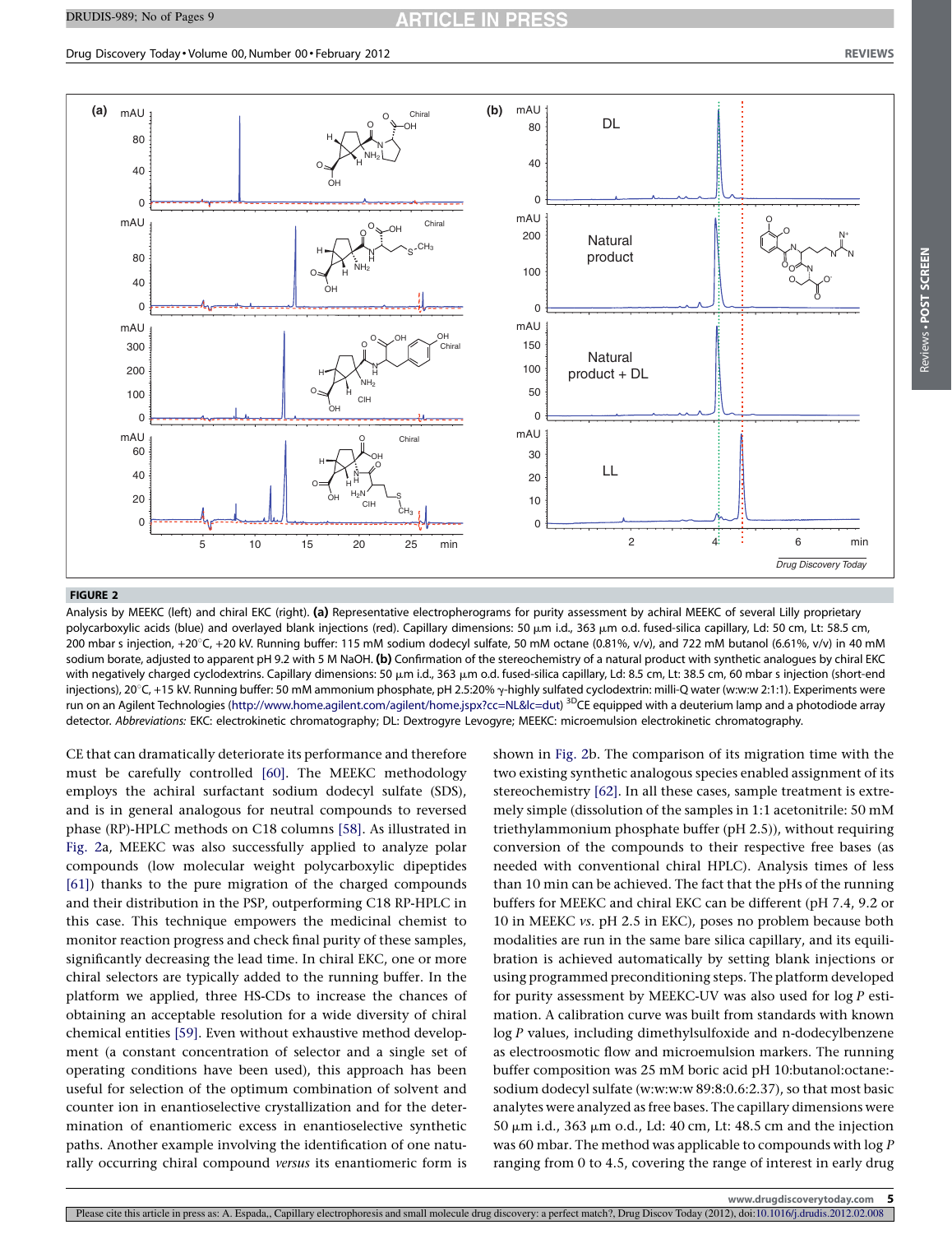**FIGURE 2**

Analysis by MEEKC (left) and chiral EKC (right). **(a)** Representative electropherograms for purity assessment by achiral MEEKC of several Lilly proprietary polycarboxylic acids (blue) and overlayed blank injections (red). Capillary dimensions: 50 μm i.d., 363 μm o.d. fused-silica capillary, Ld: 50 cm, Lt: 58.5 cm, 200 mbar s injection, +20°C, +20 kV. Running buffer: 115 mM sodium dodecyl sulfate, 50 mM octane (0.81%, v/v), and 722 mM butanol (6.61%, v/v) in 40 mM sodium borate, adjusted to apparent pH 9.2 with 5 M NaOH. **(b)** Confirmation of the stereochemistry of a natural product with synthetic analogues by chiral EKC with negatively charged cyclodextrins. Capillary dimensions: 50 μm i.d., 363 μm o.d. fused-silica capillary, Ld: 8.5 cm, Lt: 38.5 cm, 60 mbar s injection (short-end injections), 20°C, +15 kV. Running buffer: 50 mM ammonium phosphate, pH 2.5:20% γ-highly sulfated cyclodextrin: milli-Q water (w:w:w 2:1:1). Experiments were run on an Agilent Technologies (http://www.home.agilent.com/agilent/home.jspx?cc=NL&lc=dut) [3D]CE equipped with a deuterium lamp and a photodiode array detector. *Abbreviations:* EKC: electrokinetic chromatography; DL: Dextrogyre Levogyre; MEEKC: microemulsion electrokinetic chromatography.

CE that can dramatically deteriorate its performance and therefore must be carefully controlled [60]. The MEEKC methodology employs the achiral surfactant sodium dodecyl sulfate (SDS), and is in general analogous for neutral compounds to reversed phase (RP)-HPLC methods on C18 columns [58]. As illustrated in Fig. 2a, MEEKC was also successfully applied to analyze polar compounds (low molecular weight polycarboxylic dipeptides [61]) thanks to the pure migration of the charged compounds and their distribution in the PSP, outperforming C18 RP-HPLC in this case. This technique empowers the medicinal chemist to monitor reaction progress and check final purity of these samples, significantly decreasing the lead time. In chiral EKC, one or more chiral selectors are typically added to the running buffer. In the platform we applied, three HS-CDs to increase the chances of obtaining an acceptable resolution for a wide diversity of chiral chemical entities [59]. Even without exhaustive method development (a constant concentration of selector and a single set of operating conditions have been used), this approach has been useful for selection of the optimum combination of solvent and counter ion in enantioselective crystallization and for the determination of enantiomeric excess in enantioselective synthetic paths. Another example involving the identification of one naturally occurring chiral compound *versus* its enantiomeric form is shown in Fig. 2b. The comparison of its migration time with the two existing synthetic analogous species enabled assignment of its stereochemistry [62]. In all these cases, sample treatment is extremely simple (dissolution of the samples in 1:1 acetonitrile: 50 mM triethylammonium phosphate buffer (pH 2.5)), without requiring conversion of the compounds to their respective free bases (as needed with conventional chiral HPLC). Analysis times of less than 10 min can be achieved. The fact that the pHs of the running buffers for MEEKC and chiral EKC can be different (pH 7.4, 9.2 or 10 in MEEKC *vs.* pH 2.5 in EKC), poses no problem because both modalities are run in the same bare silica capillary, and its equilibration is achieved automatically by setting blank injections or using programmed preconditioning steps. The platform developed for purity assessment by MEEKC-UV was also used for log *P* estimation. A calibration curve was built from standards with known log *P* values, including dimethylsulfoxide and n-dodecylbenzene as electroosmotic flow and microemulsion markers. The running buffer composition was 25 mM boric acid pH 10:butanol:octane:-sodium dodecyl sulfate (w:w:w:w 89:8:0.6:2.37), so that most basic analytes were analyzed as free bases. The capillary dimensions were 50 μm i.d., 363 μm o.d., Ld: 40 cm, Lt: 48.5 cm and the injection was 60 mbar. The method was applicable to compounds with log *P* ranging from 0 to 4.5, covering the range of interest in early drug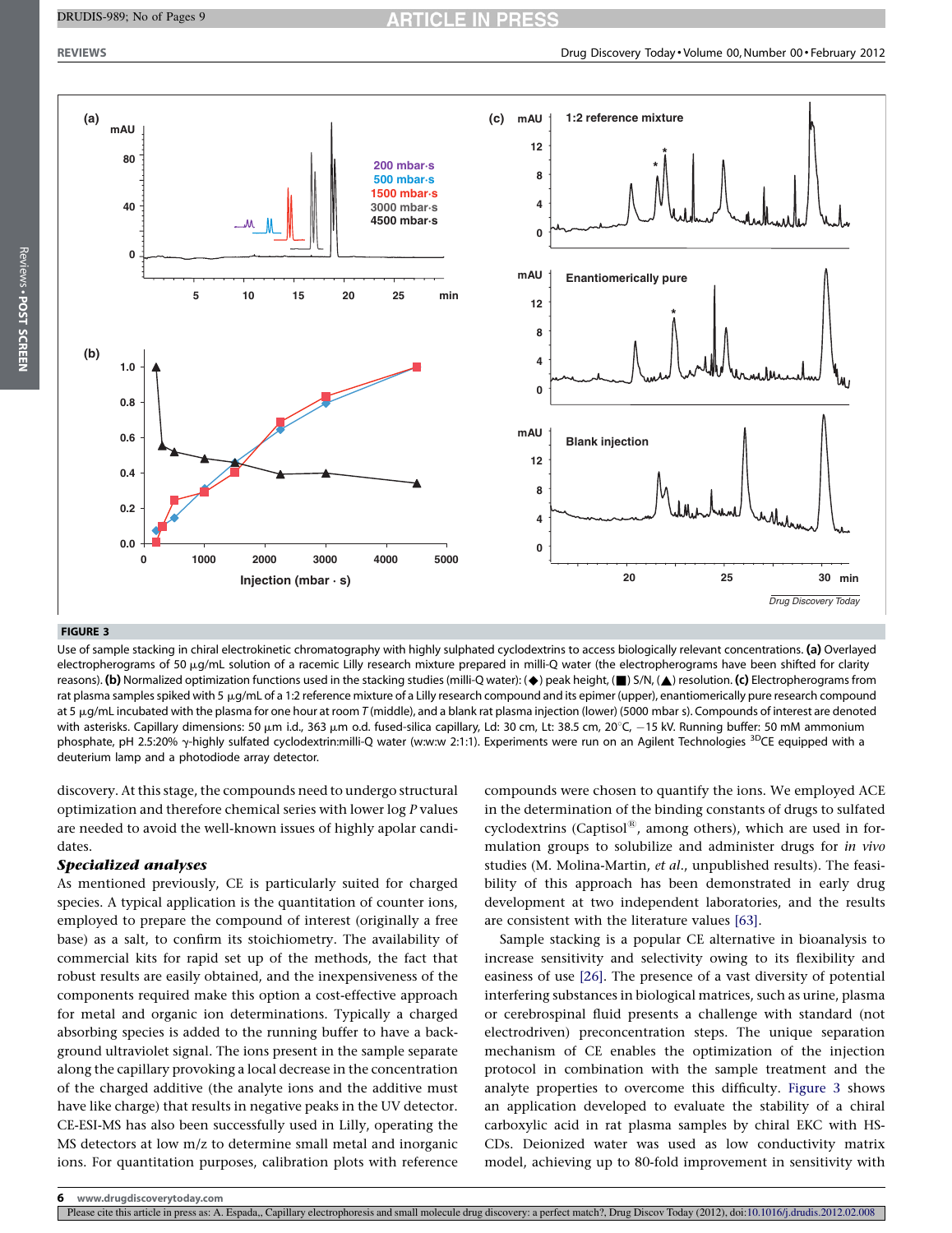(a)

mAU

80

40

0

5 10 15 20 25 min

200 mbar·s
500 mbar·s
1500 mbar·s
3000 mbar·s
4500 mbar·s

(b)

1.0
0.8
0.6
0.4
0.2
0.0

0 1000 2000 3000 4000 5000

Injection (mbar · s)

(c)

mAU

1:2 reference mixture

12
8
4
0

mAU

Enantiomerically pure

12
8
4
0

mAU

Blank injection

12
8
4
0

20 25 30 min

Drug Discovery Today

**FIGURE 3**

Use of sample stacking in chiral electrokinetic chromatography with highly sulphated cyclodextrins to access biologically relevant concentrations. **(a)** Overlayed electropherograms of 50 μg/mL solution of a racemic Lilly research mixture prepared in milli-Q water (the electropherograms have been shifted for clarity reasons). **(b)** Normalized optimization functions used in the stacking studies (milli-Q water): (◆) peak height, (■) S/N, (▲) resolution. **(c)** Electropherograms from rat plasma samples spiked with 5 μg/mL of a 1:2 reference mixture of a Lilly research compound and its epimer (upper), enantiomerically pure research compound at 5 μg/mL incubated with the plasma for one hour at room *T* (middle), and a blank rat plasma injection (lower) (5000 mbar s). Compounds of interest are denoted with asterisks. Capillary dimensions: 50 μm i.d., 363 μm o.d. fused-silica capillary, Ld: 30 cm, Lt: 38.5 cm, 20°C, −15 kV. Running buffer: 50 mM ammonium phosphate, pH 2.5:20% γ-highly sulfated cyclodextrin:milli-Q water (w:w:w 2:1:1). Experiments were run on an Agilent Technologies [3D]CE equipped with a deuterium lamp and a photodiode array detector.

discovery. At this stage, the compounds need to undergo structural optimization and therefore chemical series with lower log *P* values are needed to avoid the well-known issues of highly apolar candidates.

### *Specialized analyses*

As mentioned previously, CE is particularly suited for charged species. A typical application is the quantitation of counter ions, employed to prepare the compound of interest (originally a free base) as a salt, to confirm its stoichiometry. The availability of commercial kits for rapid set up of the methods, the fact that robust results are easily obtained, and the inexpensiveness of the components required make this option a cost-effective approach for metal and organic ion determinations. Typically a charged absorbing species is added to the running buffer to have a background ultraviolet signal. The ions present in the sample separate along the capillary provoking a local decrease in the concentration of the charged additive (the analyte ions and the additive must have like charge) that results in negative peaks in the UV detector. CE-ESI-MS has also been successfully used in Lilly, operating the MS detectors at low m/z to determine small metal and inorganic ions. For quantitation purposes, calibration plots with reference compounds were chosen to quantify the ions. We employed ACE in the determination of the binding constants of drugs to sulfated cyclodextrins (Captisol®, among others), which are used in formulation groups to solubilize and administer drugs for *in vivo* studies (M. Molina-Martin, *et al.*, unpublished results). The feasibility of this approach has been demonstrated in early drug development at two independent laboratories, and the results are consistent with the literature values [63].

Sample stacking is a popular CE alternative in bioanalysis to increase sensitivity and selectivity owing to its flexibility and easiness of use [26]. The presence of a vast diversity of potential interfering substances in biological matrices, such as urine, plasma or cerebrospinal fluid presents a challenge with standard (not electrodriven) preconcentration steps. The unique separation mechanism of CE enables the optimization of the injection protocol in combination with the sample treatment and the analyte properties to overcome this difficulty. Figure 3 shows an application developed to evaluate the stability of a chiral carboxylic acid in rat plasma samples by chiral EKC with HS-CDs. Deionized water was used as low conductivity matrix model, achieving up to 80-fold improvement in sensitivity with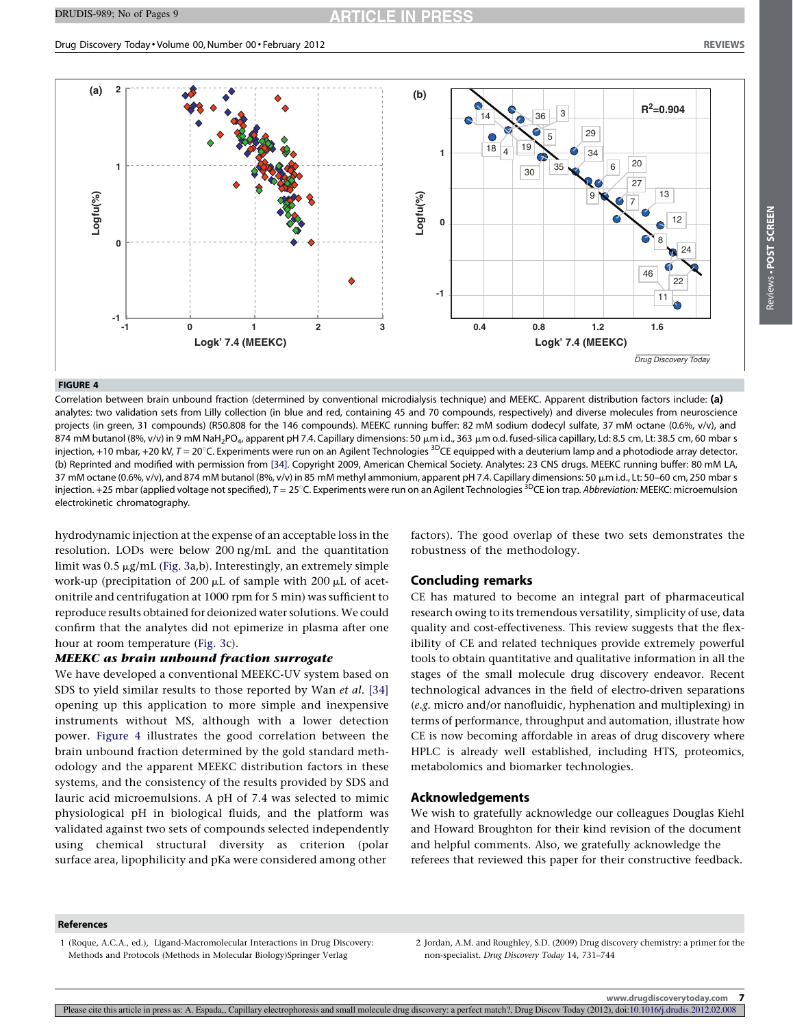(a)

2

1

0

-1

-1 0 1 2 3

Logfu(%)

Logk' 7.4 (MEEKC)

(b)

$R^2$=0.904

14 36 3 5 29 18 4 19 34 30 35 6 20 27 9 7 13 12 8 24 46 22 11

1

0

-1

0.4 0.8 1.2 1.6

Logfu(%)

Logk' 7.4 (MEEKC)

Drug Discovery Today

**FIGURE 4**

Correlation between brain unbound fraction (determined by conventional microdialysis technique) and MEEKC. Apparent distribution factors include: **(a)** analytes: two validation sets from Lilly collection (in blue and red, containing 45 and 70 compounds, respectively) and diverse molecules from neuroscience projects (in green, 31 compounds) (R50.808 for the 146 compounds). MEEKC running buffer: 82 mM sodium dodecyl sulfate, 37 mM octane (0.6%, v/v), and 874 mM butanol (8%, v/v) in 9 mM $NaH_2PO_4$, apparent pH 7.4. Capillary dimensions: 50 μm i.d., 363 μm o.d. fused-silica capillary, Ld: 8.5 cm, Lt: 38.5 cm, 60 mbar s injection, +10 mbar, +20 kV, T = 20°C. Experiments were run on an Agilent Technologies $^{3D}$CE equipped with a deuterium lamp and a photodiode array detector. (b) Reprinted and modified with permission from [34]. Copyright 2009, American Chemical Society. Analytes: 23 CNS drugs. MEEKC running buffer: 80 mM LA, 37 mM octane (0.6%, v/v), and 874 mM butanol (8%, v/v) in 85 mM methyl ammonium, apparent pH 7.4. Capillary dimensions: 50 μm i.d., Lt: 50–60 cm, 250 mbar s injection. +25 mbar (applied voltage not specified), T = 25°C. Experiments were run on an Agilent Technologies $^{3D}$CE ion trap. *Abbreviation:* MEEKC: microemulsion electrokinetic chromatography.

hydrodynamic injection at the expense of an acceptable loss in the resolution. LODs were below 200 ng/mL and the quantitation limit was 0.5 μg/mL (Fig. 3a,b). Interestingly, an extremely simple work-up (precipitation of 200 μL of sample with 200 μL of acetonitrile and centrifugation at 1000 rpm for 5 min) was sufficient to reproduce results obtained for deionized water solutions. We could confirm that the analytes did not epimerize in plasma after one hour at room temperature (Fig. 3c).

### *MEEKC as brain unbound fraction surrogate*

We have developed a conventional MEEKC-UV system based on SDS to yield similar results to those reported by Wan *et al.* [34] opening up this application to more simple and inexpensive instruments without MS, although with a lower detection power. Figure 4 illustrates the good correlation between the brain unbound fraction determined by the gold standard methodology and the apparent MEEKC distribution factors in these systems, and the consistency of the results provided by SDS and lauric acid microemulsions. A pH of 7.4 was selected to mimic physiological pH in biological fluids, and the platform was validated against two sets of compounds selected independently using chemical structural diversity as criterion (polar surface area, lipophilicity and pKa were considered among other factors). The good overlap of these two sets demonstrates the robustness of the methodology.

## Concluding remarks

CE has matured to become an integral part of pharmaceutical research owing to its tremendous versatility, simplicity of use, data quality and cost-effectiveness. This review suggests that the flexibility of CE and related techniques provide extremely powerful tools to obtain quantitative and qualitative information in all the stages of the small molecule drug discovery endeavor. Recent technological advances in the field of electro-driven separations (*e.g.* micro and/or nanofluidic, hyphenation and multiplexing) in terms of performance, throughput and automation, illustrate how CE is now becoming affordable in areas of drug discovery where HPLC is already well established, including HTS, proteomics, metabolomics and biomarker technologies.

## Acknowledgements

We wish to gratefully acknowledge our colleagues Douglas Kiehl and Howard Broughton for their kind revision of the document and helpful comments. Also, we gratefully acknowledge the referees that reviewed this paper for their constructive feedback.

## References

1 (Roque, A.C.A., ed.), Ligand-Macromolecular Interactions in Drug Discovery: Methods and Protocols (Methods in Molecular Biology)Springer Verlag

2 Jordan, A.M. and Roughley, S.D. (2009) Drug discovery chemistry: a primer for the non-specialist. *Drug Discovery Today* 14, 731–744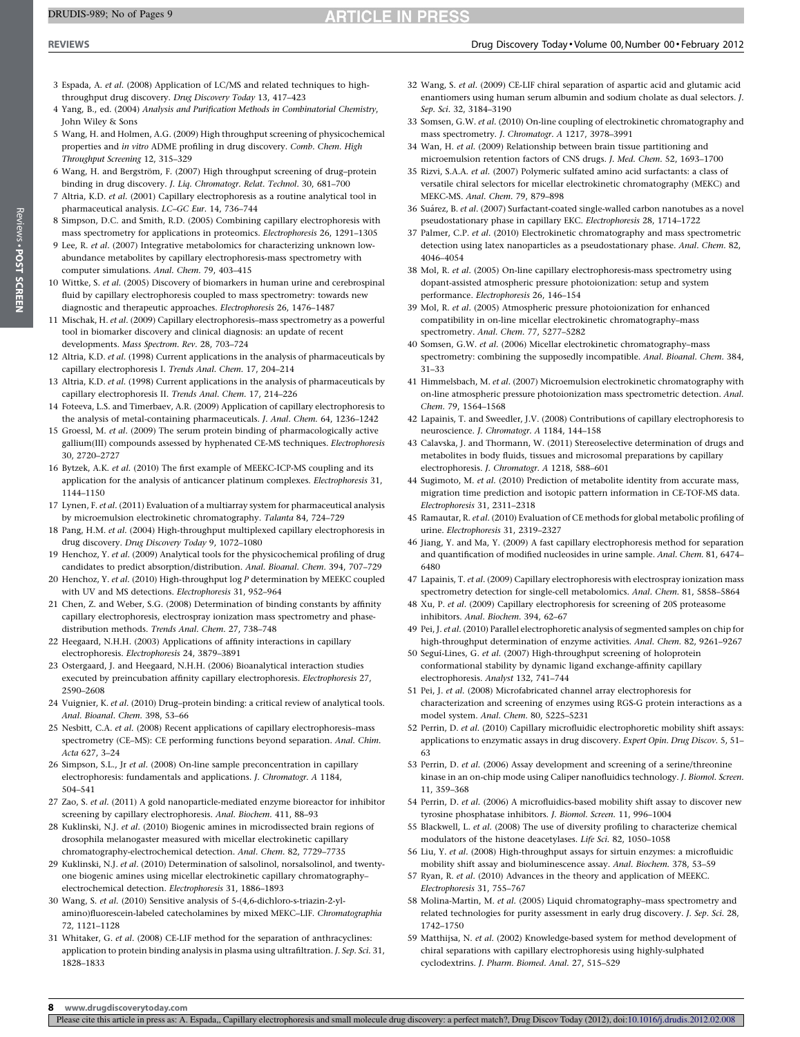3 Espada, A. *et al.* (2008) Application of LC/MS and related techniques to high-throughput drug discovery. *Drug Discovery Today* 13, 417–423

4 Yang, B., ed. (2004) *Analysis and Purification Methods in Combinatorial Chemistry*, John Wiley & Sons

5 Wang, H. and Holmen, A.G. (2009) High throughput screening of physicochemical properties and *in vitro* ADME profiling in drug discovery. *Comb. Chem. High Throughput Screening* 12, 315–329

6 Wang, H. and Bergström, F. (2007) High throughput screening of drug–protein binding in drug discovery. *J. Liq. Chromatogr. Relat. Technol.* 30, 681–700

7 Altria, K.D. *et al.* (2001) Capillary electrophoresis as a routine analytical tool in pharmaceutical analysis. *LC–GC Eur.* 14, 736–744

8 Simpson, D.C. and Smith, R.D. (2005) Combining capillary electrophoresis with mass spectrometry for applications in proteomics. *Electrophoresis* 26, 1291–1305

9 Lee, R. *et al.* (2007) Integrative metabolomics for characterizing unknown low-abundance metabolites by capillary electrophoresis-mass spectrometry with computer simulations. *Anal. Chem.* 79, 403–415

10 Wittke, S. *et al.* (2005) Discovery of biomarkers in human urine and cerebrospinal fluid by capillary electrophoresis coupled to mass spectrometry: towards new diagnostic and therapeutic approaches. *Electrophoresis* 26, 1476–1487

11 Mischak, H. *et al.* (2009) Capillary electrophoresis–mass spectrometry as a powerful tool in biomarker discovery and clinical diagnosis: an update of recent developments. *Mass Spectrom. Rev.* 28, 703–724

12 Altria, K.D. *et al.* (1998) Current applications in the analysis of pharmaceuticals by capillary electrophoresis I. *Trends Anal. Chem.* 17, 204–214

13 Altria, K.D. *et al.* (1998) Current applications in the analysis of pharmaceuticals by capillary electrophoresis II. *Trends Anal. Chem.* 17, 214–226

14 Foteeva, L.S. and Timerbaev, A.R. (2009) Application of capillary electrophoresis to the analysis of metal-containing pharmaceuticals. *J. Anal. Chem.* 64, 1236–1242

15 Groessl, M. *et al.* (2009) The serum protein binding of pharmacologically active gallium(III) compounds assessed by hyphenated CE-MS techniques. *Electrophoresis* 30, 2720–2727

16 Bytzek, A.K. *et al.* (2010) The first example of MEEKC-ICP-MS coupling and its application for the analysis of anticancer platinum complexes. *Electrophoresis* 31, 1144–1150

17 Lynen, F. *et al.* (2011) Evaluation of a multiarray system for pharmaceutical analysis by microemulsion electrokinetic chromatography. *Talanta* 84, 724–729

18 Pang, H.M. *et al.* (2004) High-throughput multiplexed capillary electrophoresis in drug discovery. *Drug Discovery Today* 9, 1072–1080

19 Henchoz, Y. *et al.* (2009) Analytical tools for the physicochemical profiling of drug candidates to predict absorption/distribution. *Anal. Bioanal. Chem.* 394, 707–729

20 Henchoz, Y. *et al.* (2010) High-throughput log *P* determination by MEEKC coupled with UV and MS detections. *Electrophoresis* 31, 952–964

21 Chen, Z. and Weber, S.G. (2008) Determination of binding constants by affinity capillary electrophoresis, electrospray ionization mass spectrometry and phase-distribution methods. *Trends Anal. Chem.* 27, 738–748

22 Heegaard, N.H.H. (2003) Applications of affinity interactions in capillary electrophoresis. *Electrophoresis* 24, 3879–3891

23 Ostergaard, J. and Heegaard, N.H.H. (2006) Bioanalytical interaction studies executed by preincubation affinity capillary electrophoresis. *Electrophoresis* 27, 2590–2608

24 Vuignier, K. *et al.* (2010) Drug–protein binding: a critical review of analytical tools. *Anal. Bioanal. Chem.* 398, 53–66

25 Nesbitt, C.A. *et al.* (2008) Recent applications of capillary electrophoresis–mass spectrometry (CE–MS): CE performing functions beyond separation. *Anal. Chim. Acta* 627, 3–24

26 Simpson, S.L., Jr *et al.* (2008) On-line sample preconcentration in capillary electrophoresis: fundamentals and applications. *J. Chromatogr. A* 1184, 504–541

27 Zao, S. *et al.* (2011) A gold nanoparticle-mediated enzyme bioreactor for inhibitor screening by capillary electrophoresis. *Anal. Biochem.* 411, 88–93

28 Kuklinski, N.J. *et al.* (2010) Biogenic amines in microdissected brain regions of drosophila melanogaster measured with micellar electrokinetic capillary chromatography-electrochemical detection. *Anal. Chem.* 82, 7729–7735

29 Kuklinski, N.J. *et al.* (2010) Determination of salsolinol, norsalsolinol, and twenty-one biogenic amines using micellar electrokinetic capillary chromatography–electrochemical detection. *Electrophoresis* 31, 1886–1893

30 Wang, S. *et al.* (2010) Sensitive analysis of 5-(4,6-dichloro-s-triazin-2-yl-amino)fluorescein-labeled catecholamines by mixed MEKC–LIF. *Chromatographia* 72, 1121–1128

31 Whitaker, G. *et al.* (2008) CE-LIF method for the separation of anthracyclines: application to protein binding analysis in plasma using ultrafiltration. *J. Sep. Sci.* 31, 1828–1833

32 Wang, S. *et al.* (2009) CE-LIF chiral separation of aspartic acid and glutamic acid enantiomers using human serum albumin and sodium cholate as dual selectors. *J. Sep. Sci.* 32, 3184–3190

33 Somsen, G.W. *et al.* (2010) On-line coupling of electrokinetic chromatography and mass spectrometry. *J. Chromatogr. A* 1217, 3978–3991

34 Wan, H. *et al.* (2009) Relationship between brain tissue partitioning and microemulsion retention factors of CNS drugs. *J. Med. Chem.* 52, 1693–1700

35 Rizvi, S.A.A. *et al.* (2007) Polymeric sulfated amino acid surfactants: a class of versatile chiral selectors for micellar electrokinetic chromatography (MEKC) and MEKC-MS. *Anal. Chem.* 79, 879–898

36 Suárez, B. *et al.* (2007) Surfactant-coated single-walled carbon nanotubes as a novel pseudostationary phase in capillary EKC. *Electrophoresis* 28, 1714–1722

37 Palmer, C.P. *et al.* (2010) Electrokinetic chromatography and mass spectrometric detection using latex nanoparticles as a pseudostationary phase. *Anal. Chem.* 82, 4046–4054

38 Mol, R. *et al.* (2005) On-line capillary electrophoresis-mass spectrometry using dopant-assisted atmospheric pressure photoionization: setup and system performance. *Electrophoresis* 26, 146–154

39 Mol, R. *et al.* (2005) Atmospheric pressure photoionization for enhanced compatibility in on-line micellar electrokinetic chromatography–mass spectrometry. *Anal. Chem.* 77, 5277–5282

40 Somsen, G.W. *et al.* (2006) Micellar electrokinetic chromatography–mass spectrometry: combining the supposedly incompatible. *Anal. Bioanal. Chem.* 384, 31–33

41 Himmelsbach, M. *et al.* (2007) Microemulsion electrokinetic chromatography with on-line atmospheric pressure photoionization mass spectrometric detection. *Anal. Chem.* 79, 1564–1568

42 Lapainis, T. and Sweedler, J.V. (2008) Contributions of capillary electrophoresis to neuroscience. *J. Chromatogr. A* 1184, 144–158

43 Calavska, J. and Thormann, W. (2011) Stereoselective determination of drugs and metabolites in body fluids, tissues and microsomal preparations by capillary electrophoresis. *J. Chromatogr. A* 1218, 588–601

44 Sugimoto, M. *et al.* (2010) Prediction of metabolite identity from accurate mass, migration time prediction and isotopic pattern information in CE-TOF-MS data. *Electrophoresis* 31, 2311–2318

45 Ramautar, R. *et al.* (2010) Evaluation of CE methods for global metabolic profiling of urine. *Electrophoresis* 31, 2319–2327

46 Jiang, Y. and Ma, Y. (2009) A fast capillary electrophoresis method for separation and quantification of modified nucleosides in urine sample. *Anal. Chem.* 81, 6474–6480

47 Lapainis, T. *et al.* (2009) Capillary electrophoresis with electrospray ionization mass spectrometry detection for single-cell metabolomics. *Anal. Chem.* 81, 5858–5864

48 Xu, P. *et al.* (2009) Capillary electrophoresis for screening of 20S proteasome inhibitors. *Anal. Biochem.* 394, 62–67

49 Pei, J. *et al.* (2010) Parallel electrophoretic analysis of segmented samples on chip for high-throughput determination of enzyme activities. *Anal. Chem.* 82, 9261–9267

50 Seguí-Lines, G. *et al.* (2007) High-throughput screening of holoprotein conformational stability by dynamic ligand exchange-affinity capillary electrophoresis. *Analyst* 132, 741–744

51 Pei, J. *et al.* (2008) Microfabricated channel array electrophoresis for characterization and screening of enzymes using RGS-G protein interactions as a model system. *Anal. Chem.* 80, 5225–5231

52 Perrin, D. *et al.* (2010) Capillary microfluidic electrophoretic mobility shift assays: applications to enzymatic assays in drug discovery. *Expert Opin. Drug Discov.* 5, 51–63

53 Perrin, D. *et al.* (2006) Assay development and screening of a serine/threonine kinase in an on-chip mode using Caliper nanofluidics technology. *J. Biomol. Screen.* 11, 359–368

54 Perrin, D. *et al.* (2006) A microfluidics-based mobility shift assay to discover new tyrosine phosphatase inhibitors. *J. Biomol. Screen.* 11, 996–1004

55 Blackwell, L. *et al.* (2008) The use of diversity profiling to characterize chemical modulators of the histone deacetylases. *Life Sci.* 82, 1050–1058

56 Liu, Y. *et al.* (2008) High-throughput assays for sirtuin enzymes: a microfluidic mobility shift assay and bioluminescence assay. *Anal. Biochem.* 378, 53–59

57 Ryan, R. *et al.* (2010) Advances in the theory and application of MEEKC. *Electrophoresis* 31, 755–767

58 Molina-Martin, M. *et al.* (2005) Liquid chromatography–mass spectrometry and related technologies for purity assessment in early drug discovery. *J. Sep. Sci.* 28, 1742–1750

59 Matthijsa, N. *et al.* (2002) Knowledge-based system for method development of chiral separations with capillary electrophoresis using highly-sulphated cyclodextrins. *J. Pharm. Biomed. Anal.* 27, 515–529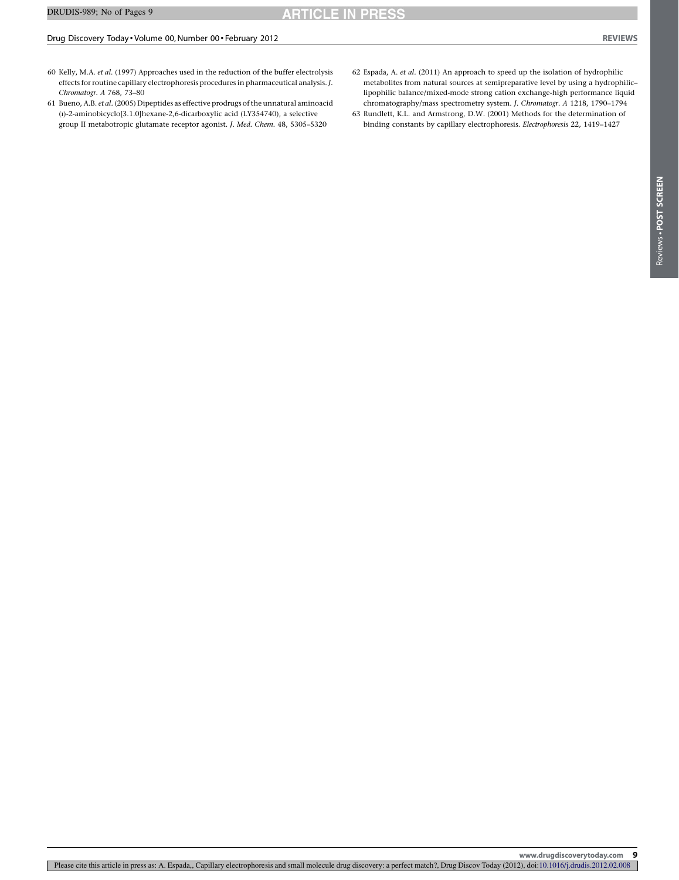60 Kelly, M.A. *et al*. (1997) Approaches used in the reduction of the buffer electrolysis effects for routine capillary electrophoresis procedures in pharmaceutical analysis. *J. Chromatogr. A* 768, 73–80

61 Bueno, A.B. *et al*. (2005) Dipeptides as effective prodrugs of the unnatural aminoacid (+)-2-aminobicyclo[3.1.0]hexane-2,6-dicarboxylic acid (LY354740), a selective group II metabotropic glutamate receptor agonist. *J. Med. Chem.* 48, 5305–5320

62 Espada, A. *et al*. (2011) An approach to speed up the isolation of hydrophilic metabolites from natural sources at semipreparative level by using a hydrophilic–lipophilic balance/mixed-mode strong cation exchange-high performance liquid chromatography/mass spectrometry system. *J. Chromatogr. A* 1218, 1790–1794

63 Rundlett, K.L. and Armstrong, D.W. (2001) Methods for the determination of binding constants by capillary electrophoresis. *Electrophoresis* 22, 1419–1427